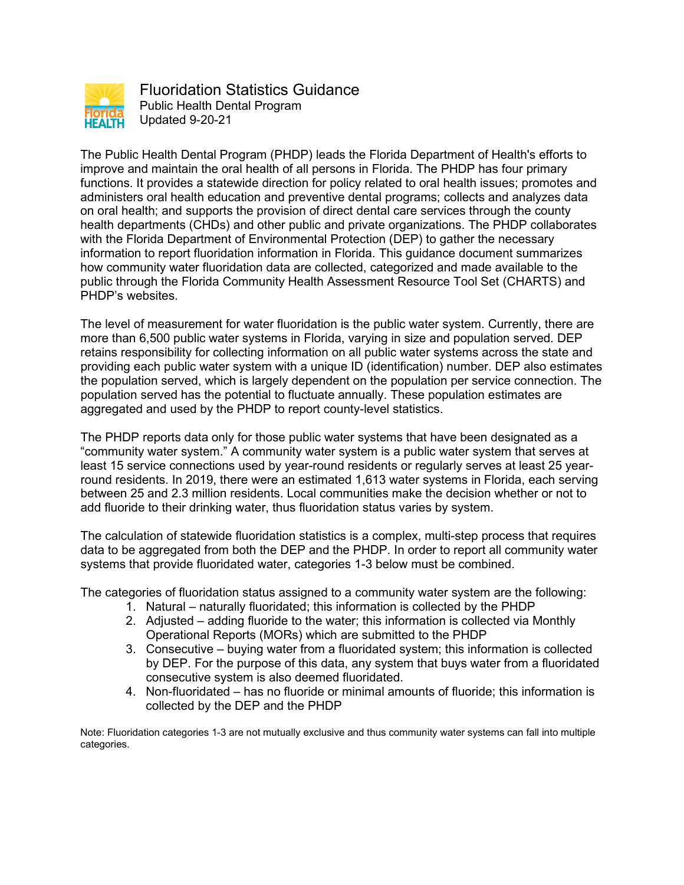# Fluoridation Statistics Guidance

Public Health Dental Program
Updated 9-20-21

The Public Health Dental Program (PHDP) leads the Florida Department of Health's efforts to improve and maintain the oral health of all persons in Florida. The PHDP has four primary functions. It provides a statewide direction for policy related to oral health issues; promotes and administers oral health education and preventive dental programs; collects and analyzes data on oral health; and supports the provision of direct dental care services through the county health departments (CHDs) and other public and private organizations. The PHDP collaborates with the Florida Department of Environmental Protection (DEP) to gather the necessary information to report fluoridation information in Florida. This guidance document summarizes how community water fluoridation data are collected, categorized and made available to the public through the Florida Community Health Assessment Resource Tool Set (CHARTS) and PHDP's websites.

The level of measurement for water fluoridation is the public water system. Currently, there are more than 6,500 public water systems in Florida, varying in size and population served. DEP retains responsibility for collecting information on all public water systems across the state and providing each public water system with a unique ID (identification) number. DEP also estimates the population served, which is largely dependent on the population per service connection. The population served has the potential to fluctuate annually. These population estimates are aggregated and used by the PHDP to report county-level statistics.

The PHDP reports data only for those public water systems that have been designated as a "community water system." A community water system is a public water system that serves at least 15 service connections used by year-round residents or regularly serves at least 25 year-round residents. In 2019, there were an estimated 1,613 water systems in Florida, each serving between 25 and 2.3 million residents. Local communities make the decision whether or not to add fluoride to their drinking water, thus fluoridation status varies by system.

The calculation of statewide fluoridation statistics is a complex, multi-step process that requires data to be aggregated from both the DEP and the PHDP. In order to report all community water systems that provide fluoridated water, categories 1-3 below must be combined.

The categories of fluoridation status assigned to a community water system are the following:

1. Natural – naturally fluoridated; this information is collected by the PHDP
2. Adjusted – adding fluoride to the water; this information is collected via Monthly Operational Reports (MORs) which are submitted to the PHDP
3. Consecutive – buying water from a fluoridated system; this information is collected by DEP. For the purpose of this data, any system that buys water from a fluoridated consecutive system is also deemed fluoridated.
4. Non-fluoridated – has no fluoride or minimal amounts of fluoride; this information is collected by the DEP and the PHDP

Note: Fluoridation categories 1-3 are not mutually exclusive and thus community water systems can fall into multiple categories.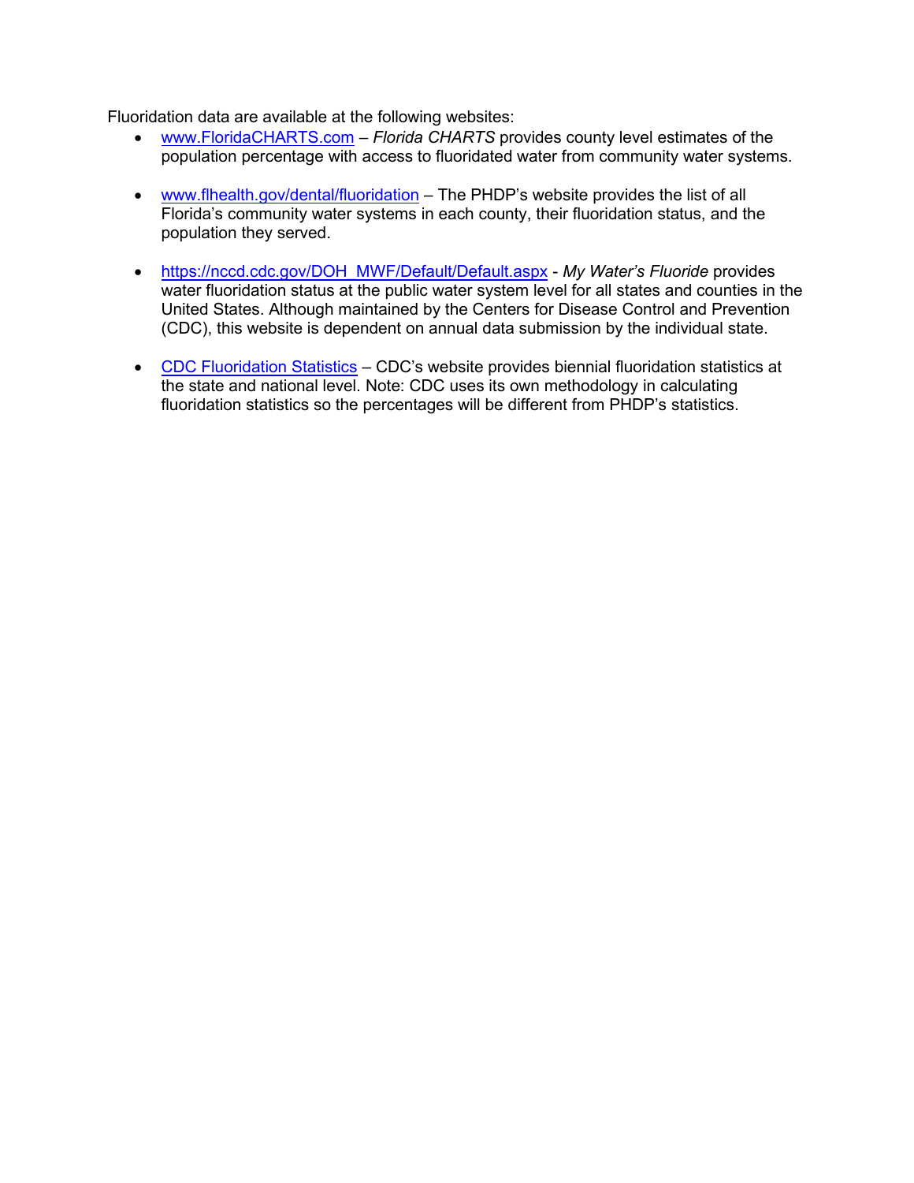Fluoridation data are available at the following websites:

- [www.FloridaCHARTS.com](http://www.FloridaCHARTS.com) – *Florida CHARTS* provides county level estimates of the population percentage with access to fluoridated water from community water systems.

- [www.flhealth.gov/dental/fluoridation](http://www.flhealth.gov/dental/fluoridation) – The PHDP's website provides the list of all Florida's community water systems in each county, their fluoridation status, and the population they served.

- [https://nccd.cdc.gov/DOH_MWF/Default/Default.aspx](https://nccd.cdc.gov/DOH_MWF/Default/Default.aspx) - *My Water's Fluoride* provides water fluoridation status at the public water system level for all states and counties in the United States. Although maintained by the Centers for Disease Control and Prevention (CDC), this website is dependent on annual data submission by the individual state.

- CDC Fluoridation Statistics – CDC's website provides biennial fluoridation statistics at the state and national level. Note: CDC uses its own methodology in calculating fluoridation statistics so the percentages will be different from PHDP's statistics.